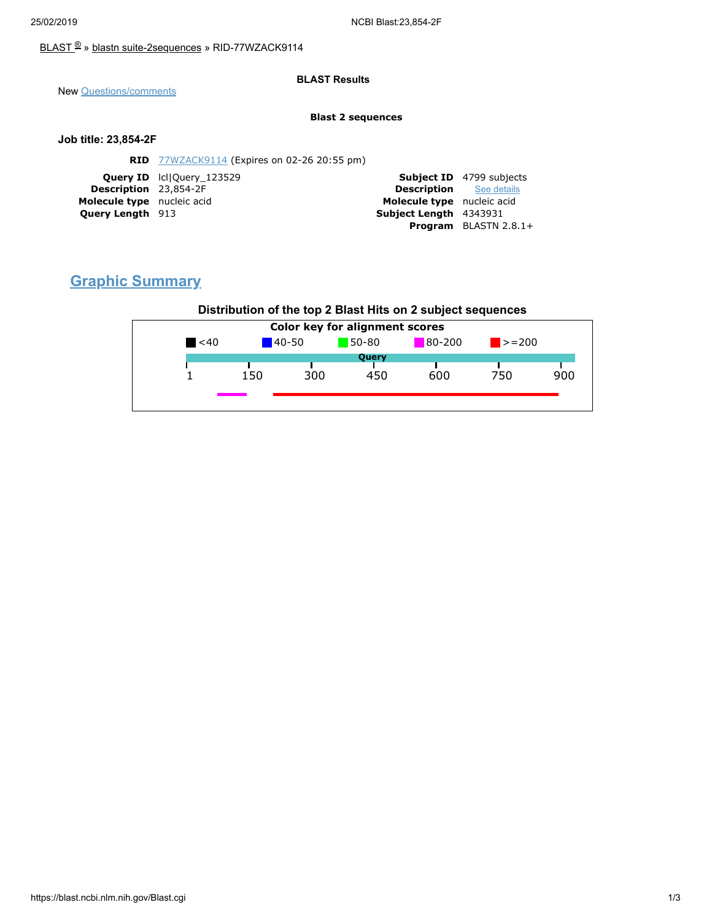BLAST ® » blastn suite-2sequences » RID-77WZACK9114

**BLAST Results**

New Questions/comments

**Blast 2 sequences**

**Job title: 23,854-2F**

**RID** 77WZACK9114 (Expires on 02-26 20:55 pm)

| | |
|---|---|
| **Query ID** | lcl\|Query_123529 |
| **Description** | 23,854-2F |
| **Molecule type** | nucleic acid |
| **Query Length** | 913 |
| **Subject ID** | 4799 subjects |
| **Description** | See details |
| **Molecule type** | nucleic acid |
| **Subject Length** | 4343931 |
| **Program** | BLASTN 2.8.1+ |

## Graphic Summary

**Distribution of the top 2 Blast Hits on 2 subject sequences**

**Color key for alignment scores**

<40 | 40-50 | 50-80 | 80-200 | >=200

Query

1 150 300 450 600 750 900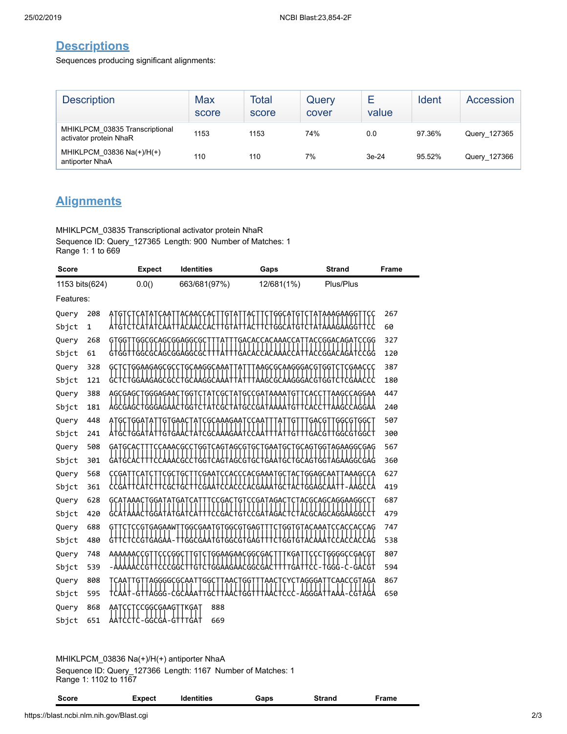## Descriptions

Sequences producing significant alignments:

| Description | Max score | Total score | Query cover | E value | Ident | Accession |
|---|---|---|---|---|---|---|
| MHIKLPCM_03835 Transcriptional activator protein NhaR | 1153 | 1153 | 74% | 0.0 | 97.36% | Query_127365 |
| MHIKLPCM_03836 Na(+)/H(+) antiporter NhaA | 110 | 110 | 7% | 3e-24 | 95.52% | Query_127366 |

## Alignments

MHIKLPCM_03835 Transcriptional activator protein NhaR
Sequence ID: Query_127365 Length: 900 Number of Matches: 1
Range 1: 1 to 669

| Score | Expect | Identities | Gaps | Strand | Frame |
|---|---|---|---|---|---|
| 1153 bits(624) | 0.0() | 663/681(97%) | 12/681(1%) | Plus/Plus | |

Features:

```
Query  208  ATGTCTCATATCAATTACAACCACTTGTATTACTTCTGGCATGTCTATAAAGAAGGTTCC  267
Sbjct  1    ATGTCTCATATCAATTACAACCACTTGTATTACTTCTGGCATGTCTATAAAGAAGGTTCC  60
Query  268  GTGGTTGGCGCAGCGGAGGCGCTTTATTTGACACCACAAACCATTACCGGACAGATCCGG  327
Sbjct  61   GTGGTTGGCGCAGCGGAGGCGCTTTATTTGACACCACAAACCATTACCGGACAGATCCGG  120
Query  328  GCTCTGGAAGAGCGCCTGCAAGGCAAATTATTTAAGCGCAAGGGACGTGGTCTCGAACCC  387
Sbjct  121  GCTCTGGAAGAGCGCCTGCAAGGCAAATTATTTAAGCGCAAGGGACGTGGTCTCGAACCC  180
Query  388  AGCGAGCTGGGAGAACTGGTCTATCGCTATGCCGATAAAATGTTCACCTTAAGCCAGGAA  447
Sbjct  181  AGCGAGCTGGGAGAACTGGTCTATCGCTATGCCGATAAAATGTTCACCTTAAGCCAGGAA  240
Query  448  ATGCTGGATATTGTGAACTATCGCAAAGAATCCAATTTATTGTTTGACGTTGGCGTGGCT  507
Sbjct  241  ATGCTGGATATTGTGAACTATCGCAAAGAATCCAATTTATTGTTTGACGTTGGCGTGGCT  300
Query  508  GATGCACTTTCCAAACGCCTGGTCAGTAGCGTGCTGAATGCTGCAGTGGTAGAAGGCGAG  567
Sbjct  301  GATGCACTTTCCAAACGCCTGGTCAGTAGCGTGCTGAATGCTGCAGTGGTAGAAGGCGAG  360
Query  568  CCGATTCATCTTCGCTGCTTCGAATCCACCCACGAAATGCTACTGGAGCAATTAAAGCCA  627
Sbjct  361  CCGATTCATCTTCGCTGCTTCGAATCCACCCACGAAATGCTACTGGAGCAATT-AAGCCA  419
Query  628  GCATAAACTGGATATGATCATTTCCGACTGTCCGATAGACTCTACGCAGCAGGAAGGCCT  687
Sbjct  420  GCATAAACTGGATATGATCATTTCCGACTGTCCGATAGACTCTACGCAGCAGGAAGGCCT  479
Query  688  GTTCTCCGTGAGAAWTTGGCGAATGTGGCGTGAGTTTCTGGTGTACAAATCCACCACCAG  747
Sbjct  480  GTTCTCCGTGAGAA-TTGGCGAATGTGGCGTGAGTTTCTGGTGTACAAATCCACCACCAG  538
Query  748  AAAAAACCGTTCCCGGCTTGTCTGGAAGAACGGCGACTTTKGATTCCCTGGGGCCGACGT  807
Sbjct  539  -AAAAACCGTTCCCGGCTTGTCTGGAAGAACGGCGACTTTTGATTCC-TGGG-C-GACGT  594
Query  808  TCAATTGTTAGGGGCGCAATTGGCTTAACTGGTTTAACTCYCTAGGGATTCAACCGTAGA  867
Sbjct  595  TCAAT-GTTAGGG-CGCAAATTGCTTAACTGGTTTAACTCCC-AGGGATTAAA-CGTAGA  650
Query  868  AATCCTCCGGCGAAGTTKGAT  888
Sbjct  651  AATCCTC-GGCGA-GTTTGAT  669
```

MHIKLPCM_03836 Na(+)/H(+) antiporter NhaA
Sequence ID: Query_127366 Length: 1167 Number of Matches: 1
Range 1: 1102 to 1167

| Score | Expect | Identities | Gaps | Strand | Frame |
|---|---|---|---|---|---|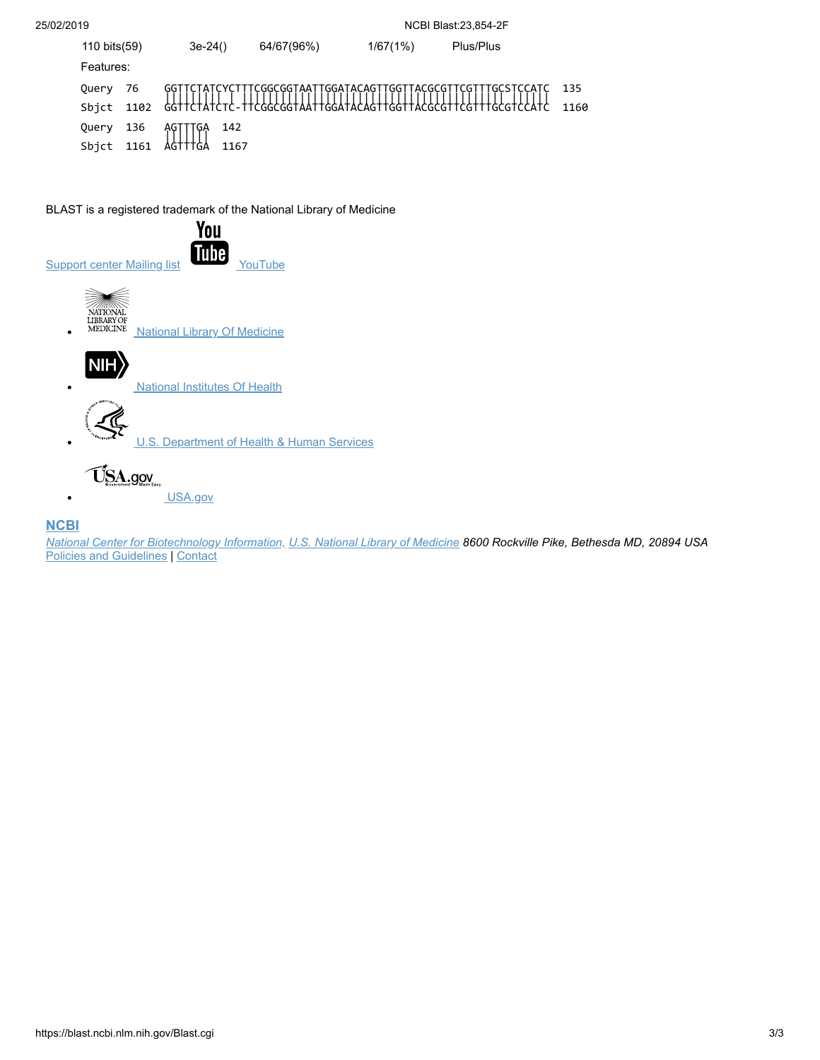| | | | | |
|---|---|---|---|---|
| 110 bits(59) | 3e-24() | 64/67(96%) | 1/67(1%) | Plus/Plus |

Features:

```
Query  76    GGTTCTATCYCTTTCGGCGGTAATTGGATACAGTTGGTTACGCGTTCGTTTGCSTCCATC  135
             ||||||||| | ||||||||||||||||||||||||||||||||||||||||| ||||||
Sbjct  1102  GGTTCTATCTC-TTCGGCGGTAATTGGATACAGTTGGTTACGCGTTCGTTTGCGTCCATC  1160

Query  136   AGTTTGA  142
             |||||||
Sbjct  1161  AGTTTGA  1167
```

BLAST is a registered trademark of the National Library of Medicine

Support center Mailing list YouTube

- National Library Of Medicine
- National Institutes Of Health
- U.S. Department of Health & Human Services
- USA.gov

**NCBI**

*National Center for Biotechnology Information, U.S. National Library of Medicine 8600 Rockville Pike, Bethesda MD, 20894 USA*
Policies and Guidelines | Contact